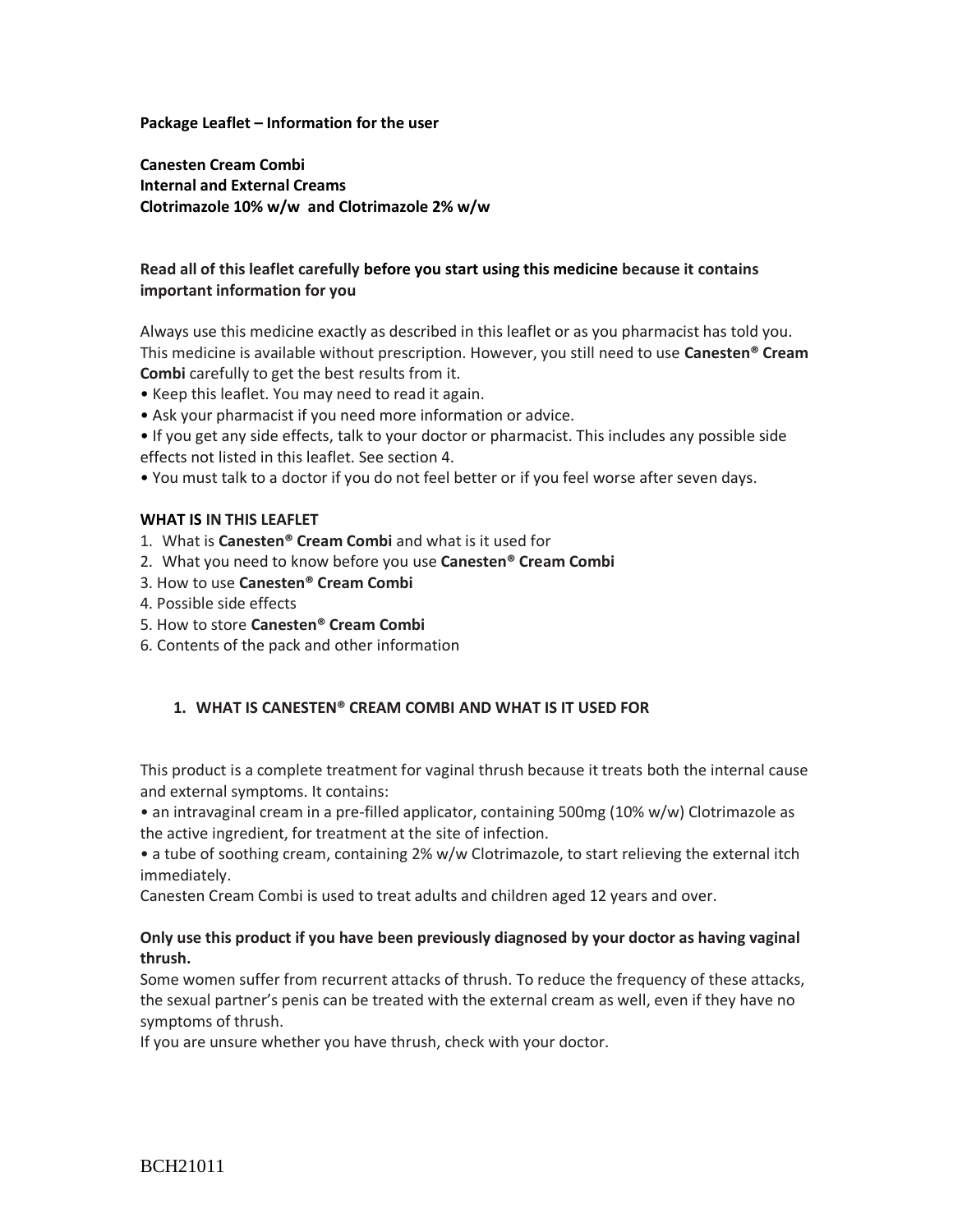**Package Leaflet – Information for the user**

**Canesten Cream Combi**
**Internal and External Creams**
**Clotrimazole 10% w/w and Clotrimazole 2% w/w**

**Read all of this leaflet carefully before you start using this medicine because it contains important information for you**

Always use this medicine exactly as described in this leaflet or as you pharmacist has told you. This medicine is available without prescription. However, you still need to use **Canesten® Cream Combi** carefully to get the best results from it.

- Keep this leaflet. You may need to read it again.
- Ask your pharmacist if you need more information or advice.
- If you get any side effects, talk to your doctor or pharmacist. This includes any possible side effects not listed in this leaflet. See section 4.
- You must talk to a doctor if you do not feel better or if you feel worse after seven days.

**WHAT IS IN THIS LEAFLET**

1. What is **Canesten® Cream Combi** and what is it used for
2. What you need to know before you use **Canesten® Cream Combi**
3. How to use **Canesten® Cream Combi**
4. Possible side effects
5. How to store **Canesten® Cream Combi**
6. Contents of the pack and other information

## 1. WHAT IS CANESTEN® CREAM COMBI AND WHAT IS IT USED FOR

This product is a complete treatment for vaginal thrush because it treats both the internal cause and external symptoms. It contains:

- an intravaginal cream in a pre-filled applicator, containing 500mg (10% w/w) Clotrimazole as the active ingredient, for treatment at the site of infection.
- a tube of soothing cream, containing 2% w/w Clotrimazole, to start relieving the external itch immediately.

Canesten Cream Combi is used to treat adults and children aged 12 years and over.

**Only use this product if you have been previously diagnosed by your doctor as having vaginal thrush.**

Some women suffer from recurrent attacks of thrush. To reduce the frequency of these attacks, the sexual partner's penis can be treated with the external cream as well, even if they have no symptoms of thrush.

If you are unsure whether you have thrush, check with your doctor.

BCH21011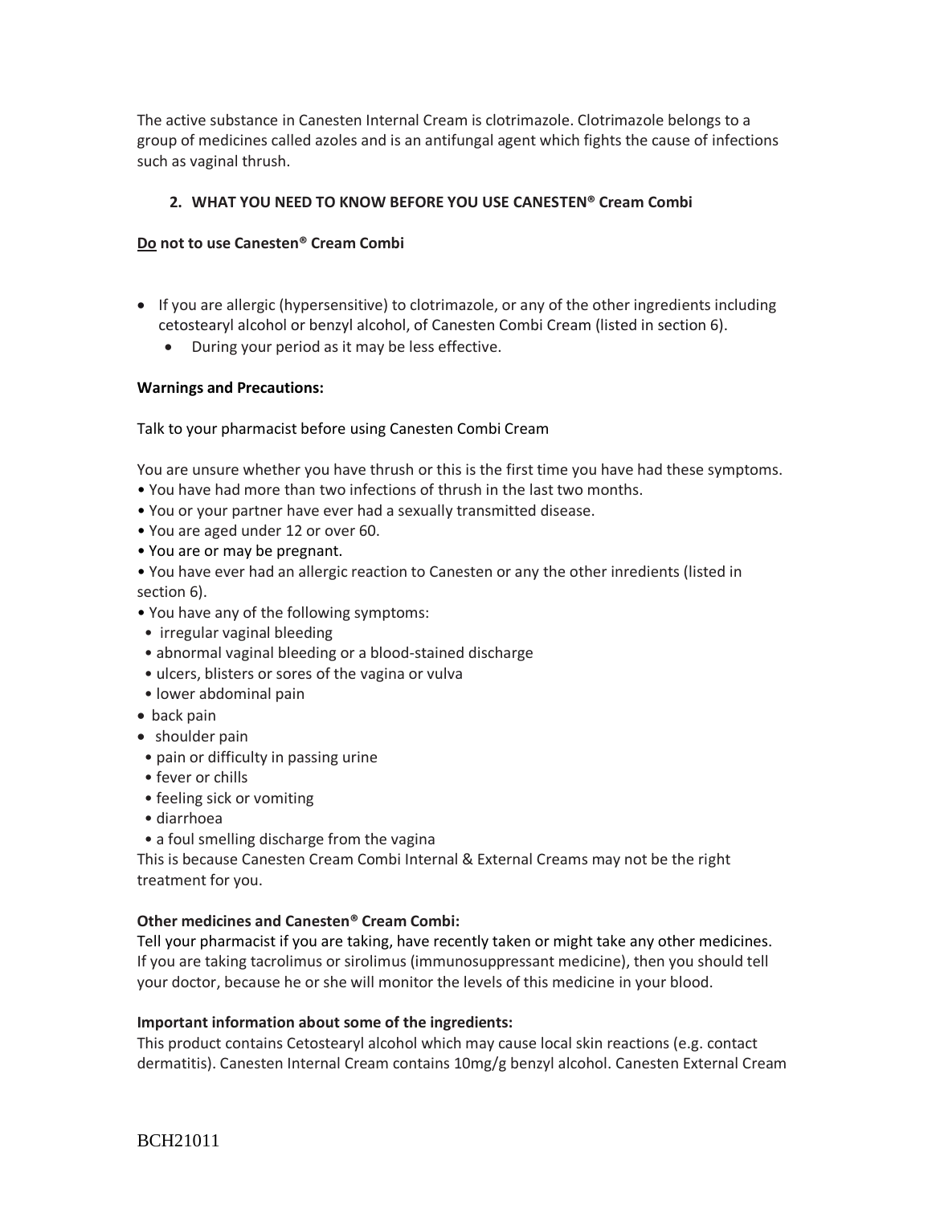The active substance in Canesten Internal Cream is clotrimazole. Clotrimazole belongs to a group of medicines called azoles and is an antifungal agent which fights the cause of infections such as vaginal thrush.

## 2. WHAT YOU NEED TO KNOW BEFORE YOU USE CANESTEN® Cream Combi

**Do not to use Canesten® Cream Combi**

- If you are allergic (hypersensitive) to clotrimazole, or any of the other ingredients including cetostearyl alcohol or benzyl alcohol, of Canesten Combi Cream (listed in section 6).
  - During your period as it may be less effective.

**Warnings and Precautions:**

Talk to your pharmacist before using Canesten Combi Cream

You are unsure whether you have thrush or this is the first time you have had these symptoms.

- You have had more than two infections of thrush in the last two months.
- You or your partner have ever had a sexually transmitted disease.
- You are aged under 12 or over 60.
- You are or may be pregnant.
- You have ever had an allergic reaction to Canesten or any the other inredients (listed in section 6).
- You have any of the following symptoms:
  - irregular vaginal bleeding
  - abnormal vaginal bleeding or a blood-stained discharge
  - ulcers, blisters or sores of the vagina or vulva
  - lower abdominal pain
  - back pain
  - shoulder pain
  - pain or difficulty in passing urine
  - fever or chills
  - feeling sick or vomiting
  - diarrhoea
  - a foul smelling discharge from the vagina

This is because Canesten Cream Combi Internal & External Creams may not be the right treatment for you.

**Other medicines and Canesten® Cream Combi:**

Tell your pharmacist if you are taking, have recently taken or might take any other medicines. If you are taking tacrolimus or sirolimus (immunosuppressant medicine), then you should tell your doctor, because he or she will monitor the levels of this medicine in your blood.

**Important information about some of the ingredients:**

This product contains Cetostearyl alcohol which may cause local skin reactions (e.g. contact dermatitis). Canesten Internal Cream contains 10mg/g benzyl alcohol. Canesten External Cream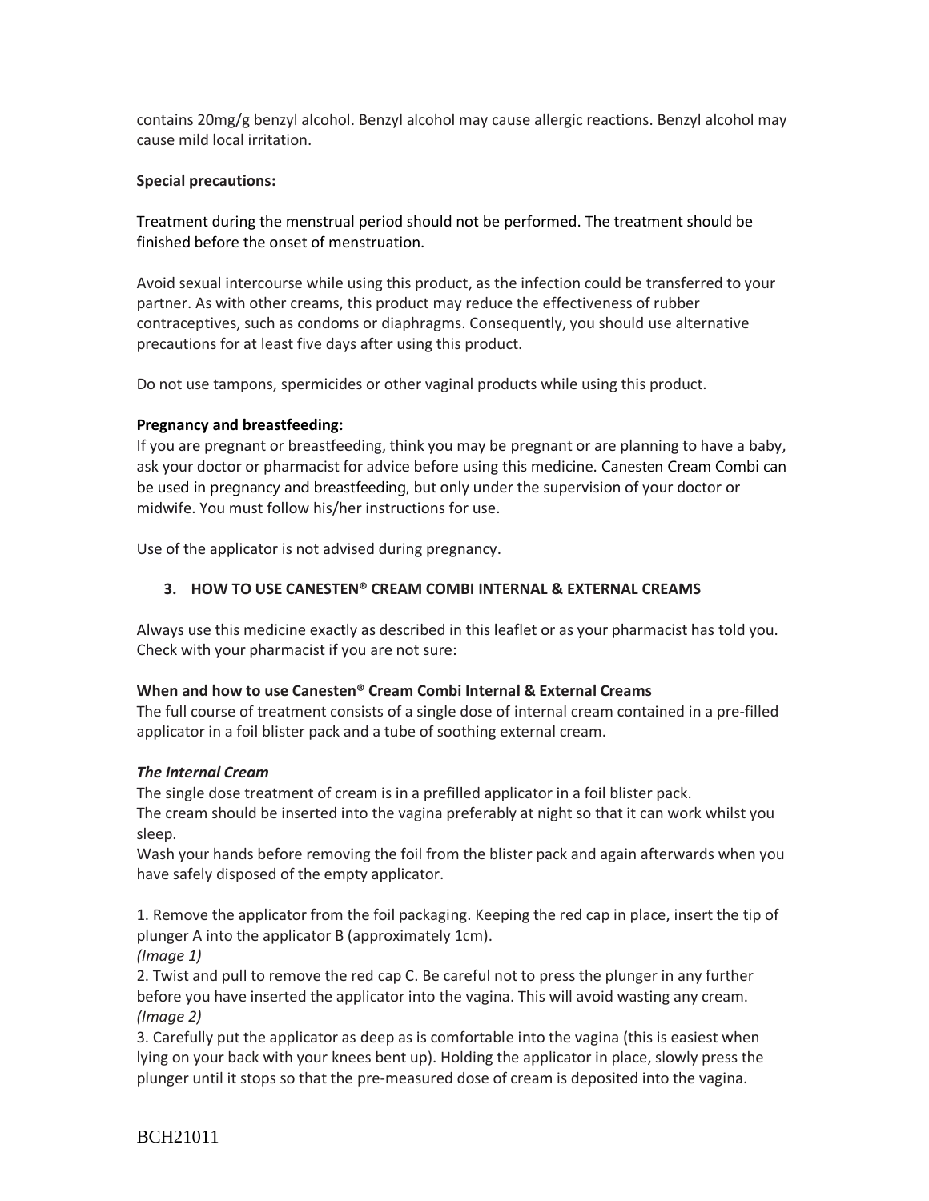contains 20mg/g benzyl alcohol. Benzyl alcohol may cause allergic reactions. Benzyl alcohol may cause mild local irritation.

**Special precautions:**

Treatment during the menstrual period should not be performed. The treatment should be finished before the onset of menstruation.

Avoid sexual intercourse while using this product, as the infection could be transferred to your partner. As with other creams, this product may reduce the effectiveness of rubber contraceptives, such as condoms or diaphragms. Consequently, you should use alternative precautions for at least five days after using this product.

Do not use tampons, spermicides or other vaginal products while using this product.

**Pregnancy and breastfeeding:**
If you are pregnant or breastfeeding, think you may be pregnant or are planning to have a baby, ask your doctor or pharmacist for advice before using this medicine. Canesten Cream Combi can be used in pregnancy and breastfeeding, but only under the supervision of your doctor or midwife. You must follow his/her instructions for use.

Use of the applicator is not advised during pregnancy.

## 3. HOW TO USE CANESTEN® CREAM COMBI INTERNAL & EXTERNAL CREAMS

Always use this medicine exactly as described in this leaflet or as your pharmacist has told you. Check with your pharmacist if you are not sure:

**When and how to use Canesten® Cream Combi Internal & External Creams**
The full course of treatment consists of a single dose of internal cream contained in a pre-filled applicator in a foil blister pack and a tube of soothing external cream.

***The Internal Cream***
The single dose treatment of cream is in a prefilled applicator in a foil blister pack.
The cream should be inserted into the vagina preferably at night so that it can work whilst you sleep.
Wash your hands before removing the foil from the blister pack and again afterwards when you have safely disposed of the empty applicator.

1. Remove the applicator from the foil packaging. Keeping the red cap in place, insert the tip of plunger A into the applicator B (approximately 1cm).
*(Image 1)*
2. Twist and pull to remove the red cap C. Be careful not to press the plunger in any further before you have inserted the applicator into the vagina. This will avoid wasting any cream.
*(Image 2)*
3. Carefully put the applicator as deep as is comfortable into the vagina (this is easiest when lying on your back with your knees bent up). Holding the applicator in place, slowly press the plunger until it stops so that the pre-measured dose of cream is deposited into the vagina.

BCH21011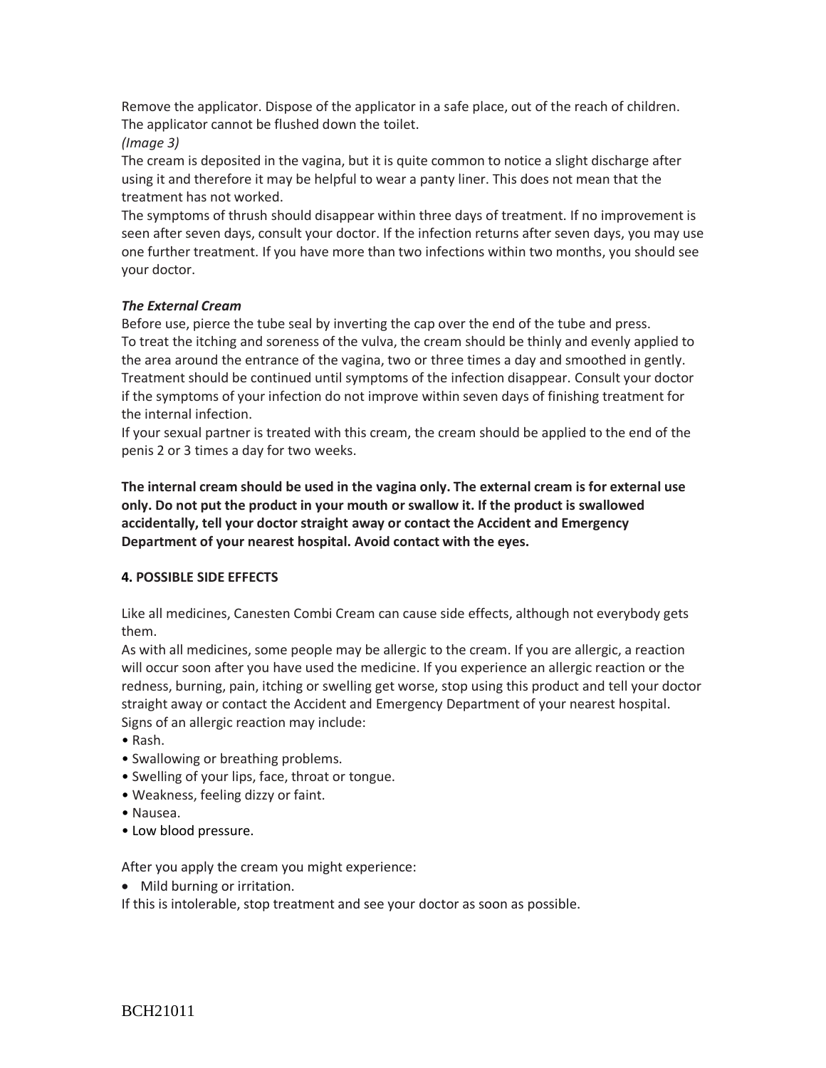Remove the applicator. Dispose of the applicator in a safe place, out of the reach of children. The applicator cannot be flushed down the toilet.

*(Image 3)*

The cream is deposited in the vagina, but it is quite common to notice a slight discharge after using it and therefore it may be helpful to wear a panty liner. This does not mean that the treatment has not worked.

The symptoms of thrush should disappear within three days of treatment. If no improvement is seen after seven days, consult your doctor. If the infection returns after seven days, you may use one further treatment. If you have more than two infections within two months, you should see your doctor.

***The External Cream***

Before use, pierce the tube seal by inverting the cap over the end of the tube and press.

To treat the itching and soreness of the vulva, the cream should be thinly and evenly applied to the area around the entrance of the vagina, two or three times a day and smoothed in gently. Treatment should be continued until symptoms of the infection disappear. Consult your doctor if the symptoms of your infection do not improve within seven days of finishing treatment for the internal infection.

If your sexual partner is treated with this cream, the cream should be applied to the end of the penis 2 or 3 times a day for two weeks.

**The internal cream should be used in the vagina only. The external cream is for external use only. Do not put the product in your mouth or swallow it. If the product is swallowed accidentally, tell your doctor straight away or contact the Accident and Emergency Department of your nearest hospital. Avoid contact with the eyes.**

## 4. POSSIBLE SIDE EFFECTS

Like all medicines, Canesten Combi Cream can cause side effects, although not everybody gets them.

As with all medicines, some people may be allergic to the cream. If you are allergic, a reaction will occur soon after you have used the medicine. If you experience an allergic reaction or the redness, burning, pain, itching or swelling get worse, stop using this product and tell your doctor straight away or contact the Accident and Emergency Department of your nearest hospital. Signs of an allergic reaction may include:

- Rash.
- Swallowing or breathing problems.
- Swelling of your lips, face, throat or tongue.
- Weakness, feeling dizzy or faint.
- Nausea.
- Low blood pressure.

After you apply the cream you might experience:

- Mild burning or irritation.

If this is intolerable, stop treatment and see your doctor as soon as possible.

BCH21011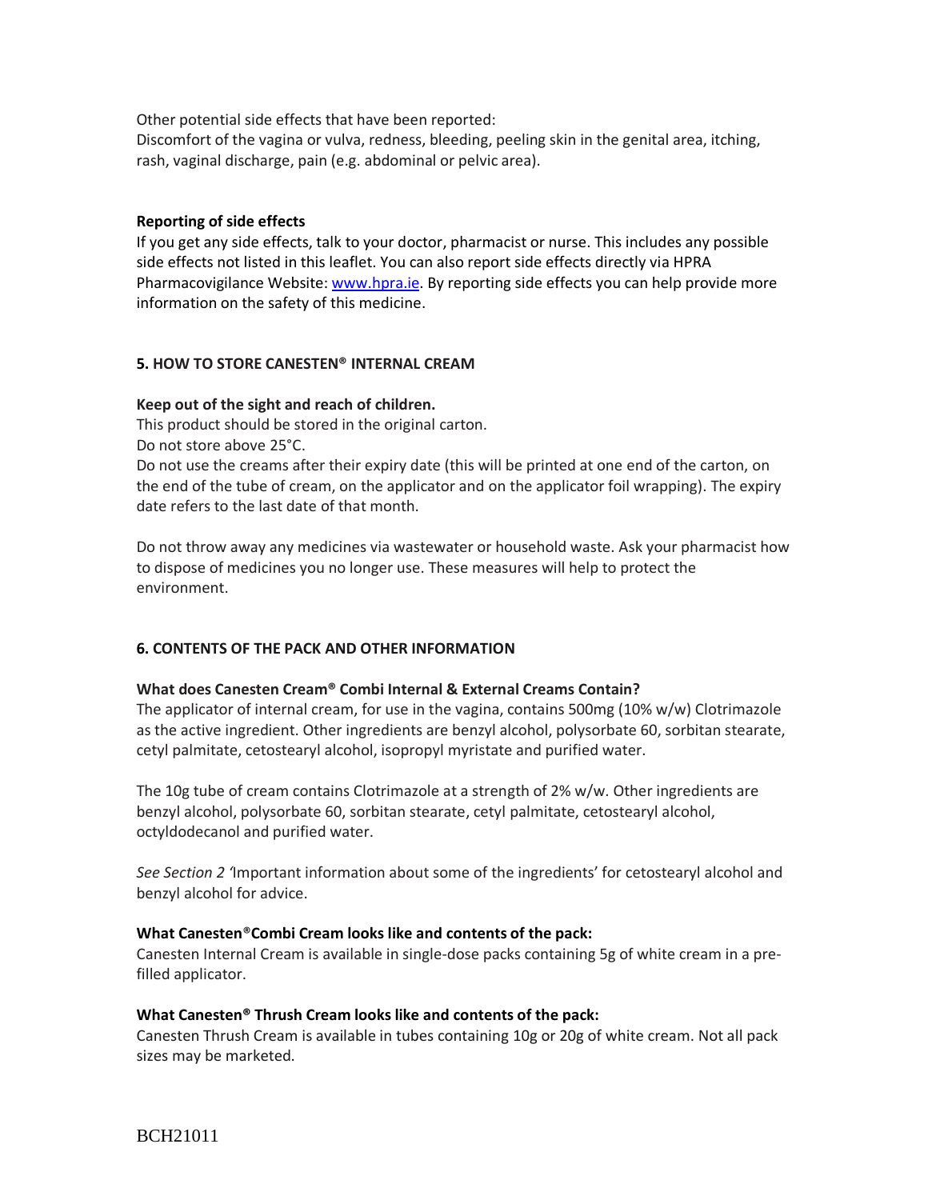Other potential side effects that have been reported:
Discomfort of the vagina or vulva, redness, bleeding, peeling skin in the genital area, itching, rash, vaginal discharge, pain (e.g. abdominal or pelvic area).

**Reporting of side effects**

If you get any side effects, talk to your doctor, pharmacist or nurse. This includes any possible side effects not listed in this leaflet. You can also report side effects directly via HPRA Pharmacovigilance Website: www.hpra.ie. By reporting side effects you can help provide more information on the safety of this medicine.

## 5. HOW TO STORE CANESTEN® INTERNAL CREAM

**Keep out of the sight and reach of children.**

This product should be stored in the original carton.
Do not store above 25°C.
Do not use the creams after their expiry date (this will be printed at one end of the carton, on the end of the tube of cream, on the applicator and on the applicator foil wrapping). The expiry date refers to the last date of that month.

Do not throw away any medicines via wastewater or household waste. Ask your pharmacist how to dispose of medicines you no longer use. These measures will help to protect the environment.

## 6. CONTENTS OF THE PACK AND OTHER INFORMATION

**What does Canesten Cream® Combi Internal & External Creams Contain?**

The applicator of internal cream, for use in the vagina, contains 500mg (10% w/w) Clotrimazole as the active ingredient. Other ingredients are benzyl alcohol, polysorbate 60, sorbitan stearate, cetyl palmitate, cetostearyl alcohol, isopropyl myristate and purified water.

The 10g tube of cream contains Clotrimazole at a strength of 2% w/w. Other ingredients are benzyl alcohol, polysorbate 60, sorbitan stearate, cetyl palmitate, cetostearyl alcohol, octyldodecanol and purified water.

*See Section 2 '*Important information about some of the ingredients' for cetostearyl alcohol and benzyl alcohol for advice.

**What Canesten®Combi Cream looks like and contents of the pack:**

Canesten Internal Cream is available in single-dose packs containing 5g of white cream in a pre-filled applicator.

**What Canesten® Thrush Cream looks like and contents of the pack:**

Canesten Thrush Cream is available in tubes containing 10g or 20g of white cream. Not all pack sizes may be marketed.

BCH21011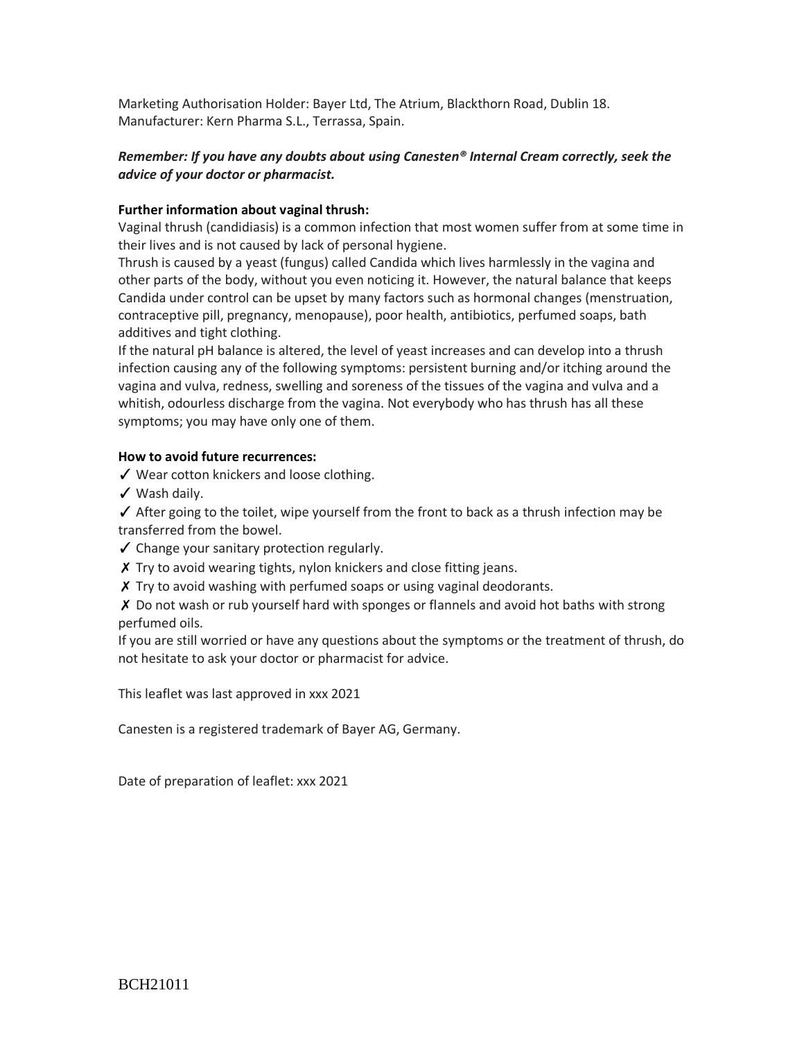Marketing Authorisation Holder: Bayer Ltd, The Atrium, Blackthorn Road, Dublin 18.
Manufacturer: Kern Pharma S.L., Terrassa, Spain.

***Remember: If you have any doubts about using Canesten® Internal Cream correctly, seek the advice of your doctor or pharmacist.***

**Further information about vaginal thrush:**

Vaginal thrush (candidiasis) is a common infection that most women suffer from at some time in their lives and is not caused by lack of personal hygiene.

Thrush is caused by a yeast (fungus) called Candida which lives harmlessly in the vagina and other parts of the body, without you even noticing it. However, the natural balance that keeps Candida under control can be upset by many factors such as hormonal changes (menstruation, contraceptive pill, pregnancy, menopause), poor health, antibiotics, perfumed soaps, bath additives and tight clothing.

If the natural pH balance is altered, the level of yeast increases and can develop into a thrush infection causing any of the following symptoms: persistent burning and/or itching around the vagina and vulva, redness, swelling and soreness of the tissues of the vagina and vulva and a whitish, odourless discharge from the vagina. Not everybody who has thrush has all these symptoms; you may have only one of them.

**How to avoid future recurrences:**

✓ Wear cotton knickers and loose clothing.

✓ Wash daily.

✓ After going to the toilet, wipe yourself from the front to back as a thrush infection may be transferred from the bowel.

✓ Change your sanitary protection regularly.

✗ Try to avoid wearing tights, nylon knickers and close fitting jeans.

✗ Try to avoid washing with perfumed soaps or using vaginal deodorants.

✗ Do not wash or rub yourself hard with sponges or flannels and avoid hot baths with strong perfumed oils.

If you are still worried or have any questions about the symptoms or the treatment of thrush, do not hesitate to ask your doctor or pharmacist for advice.

This leaflet was last approved in xxx 2021

Canesten is a registered trademark of Bayer AG, Germany.

Date of preparation of leaflet: xxx 2021

BCH21011